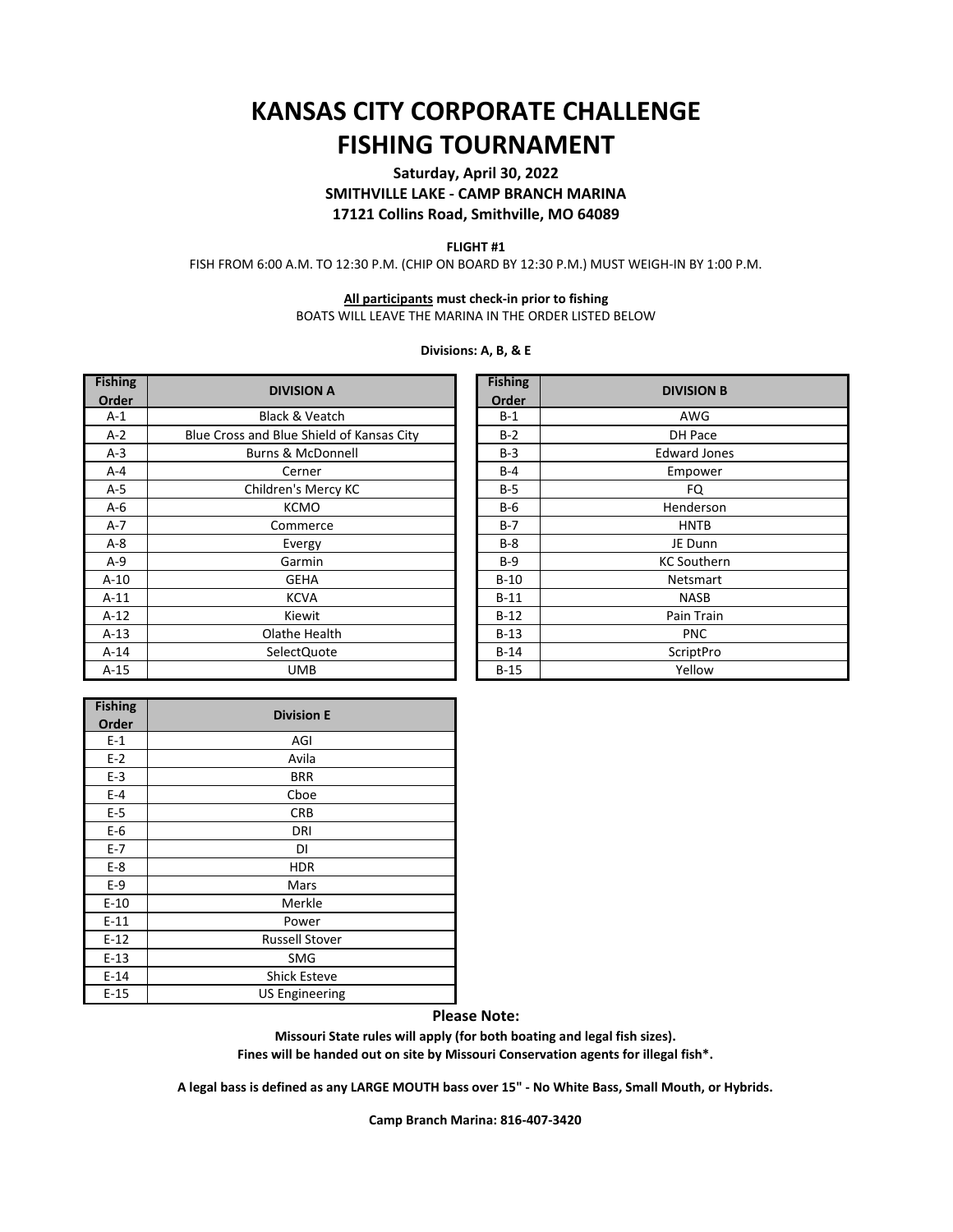# KANSAS CITY CORPORATE CHALLENGE
# FISHING TOURNAMENT

**Saturday, April 30, 2022**
**SMITHVILLE LAKE - CAMP BRANCH MARINA**
**17121 Collins Road, Smithville, MO 64089**

**FLIGHT #1**

FISH FROM 6:00 A.M. TO 12:30 P.M. (CHIP ON BOARD BY 12:30 P.M.) MUST WEIGH-IN BY 1:00 P.M.

**All participants must check-in prior to fishing**

BOATS WILL LEAVE THE MARINA IN THE ORDER LISTED BELOW

**Divisions: A, B, & E**

| Fishing Order | DIVISION A |
|---|---|
| A-1 | Black & Veatch |
| A-2 | Blue Cross and Blue Shield of Kansas City |
| A-3 | Burns & McDonnell |
| A-4 | Cerner |
| A-5 | Children's Mercy KC |
| A-6 | KCMO |
| A-7 | Commerce |
| A-8 | Evergy |
| A-9 | Garmin |
| A-10 | GEHA |
| A-11 | KCVA |
| A-12 | Kiewit |
| A-13 | Olathe Health |
| A-14 | SelectQuote |
| A-15 | UMB |

| Fishing Order | DIVISION B |
|---|---|
| B-1 | AWG |
| B-2 | DH Pace |
| B-3 | Edward Jones |
| B-4 | Empower |
| B-5 | FQ |
| B-6 | Henderson |
| B-7 | HNTB |
| B-8 | JE Dunn |
| B-9 | KC Southern |
| B-10 | Netsmart |
| B-11 | NASB |
| B-12 | Pain Train |
| B-13 | PNC |
| B-14 | ScriptPro |
| B-15 | Yellow |

| Fishing Order | Division E |
|---|---|
| E-1 | AGI |
| E-2 | Avila |
| E-3 | BRR |
| E-4 | Cboe |
| E-5 | CRB |
| E-6 | DRI |
| E-7 | DI |
| E-8 | HDR |
| E-9 | Mars |
| E-10 | Merkle |
| E-11 | Power |
| E-12 | Russell Stover |
| E-13 | SMG |
| E-14 | Shick Esteve |
| E-15 | US Engineering |

**Please Note:**

**Missouri State rules will apply (for both boating and legal fish sizes).**
**Fines will be handed out on site by Missouri Conservation agents for illegal fish*.**

**A legal bass is defined as any LARGE MOUTH bass over 15" - No White Bass, Small Mouth, or Hybrids.**

**Camp Branch Marina: 816-407-3420**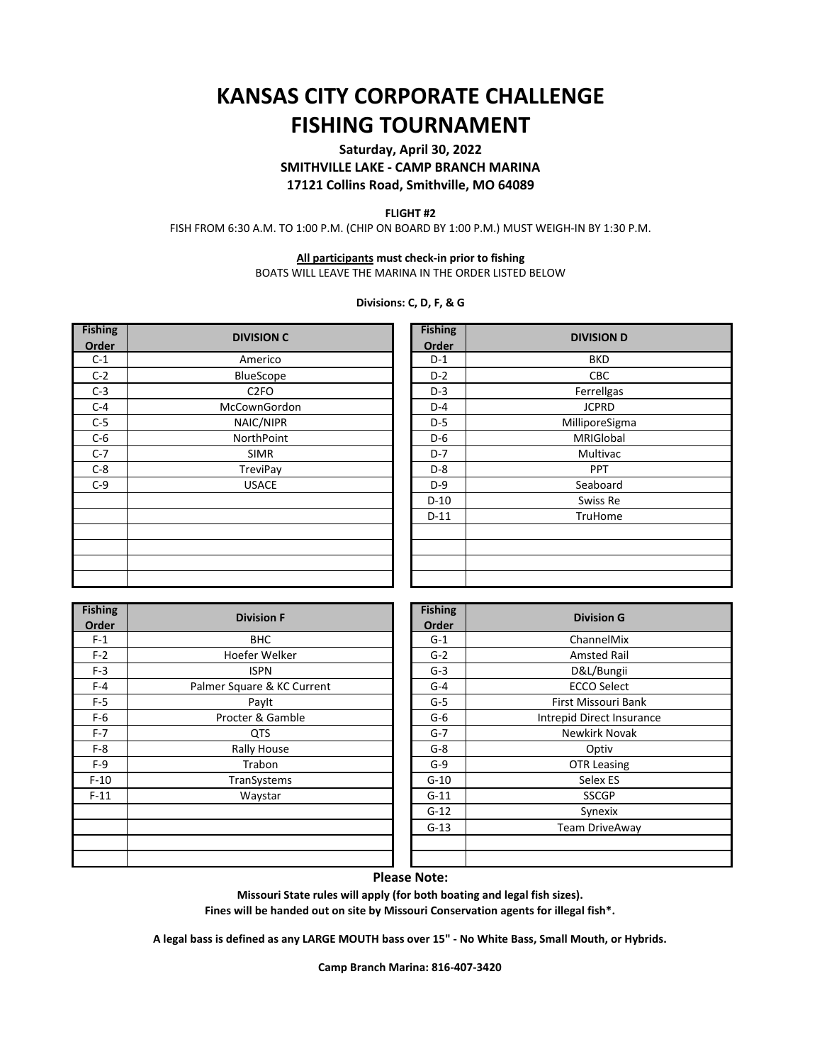# KANSAS CITY CORPORATE CHALLENGE
# FISHING TOURNAMENT

**Saturday, April 30, 2022**
**SMITHVILLE LAKE - CAMP BRANCH MARINA**
**17121 Collins Road, Smithville, MO 64089**

**FLIGHT #2**

FISH FROM 6:30 A.M. TO 1:00 P.M. (CHIP ON BOARD BY 1:00 P.M.) MUST WEIGH-IN BY 1:30 P.M.

**All participants must check-in prior to fishing**
BOATS WILL LEAVE THE MARINA IN THE ORDER LISTED BELOW

**Divisions: C, D, F, & G**

| Fishing Order | DIVISION C |
|---|---|
| C-1 | Americo |
| C-2 | BlueScope |
| C-3 | C2FO |
| C-4 | McCownGordon |
| C-5 | NAIC/NIPR |
| C-6 | NorthPoint |
| C-7 | SIMR |
| C-8 | TreviPay |
| C-9 | USACE |

| Fishing Order | DIVISION D |
|---|---|
| D-1 | BKD |
| D-2 | CBC |
| D-3 | Ferrellgas |
| D-4 | JCPRD |
| D-5 | MilliporeSigma |
| D-6 | MRIGlobal |
| D-7 | Multivac |
| D-8 | PPT |
| D-9 | Seaboard |
| D-10 | Swiss Re |
| D-11 | TruHome |

| Fishing Order | Division F |
|---|---|
| F-1 | BHC |
| F-2 | Hoefer Welker |
| F-3 | ISPN |
| F-4 | Palmer Square & KC Current |
| F-5 | PayIt |
| F-6 | Procter & Gamble |
| F-7 | QTS |
| F-8 | Rally House |
| F-9 | Trabon |
| F-10 | TranSystems |
| F-11 | Waystar |

| Fishing Order | Division G |
|---|---|
| G-1 | ChannelMix |
| G-2 | Amsted Rail |
| G-3 | D&L/Bungii |
| G-4 | ECCO Select |
| G-5 | First Missouri Bank |
| G-6 | Intrepid Direct Insurance |
| G-7 | Newkirk Novak |
| G-8 | Optiv |
| G-9 | OTR Leasing |
| G-10 | Selex ES |
| G-11 | SSCGP |
| G-12 | Synexix |
| G-13 | Team DriveAway |

**Please Note:**

**Missouri State rules will apply (for both boating and legal fish sizes).**
**Fines will be handed out on site by Missouri Conservation agents for illegal fish*.**

**A legal bass is defined as any LARGE MOUTH bass over 15" - No White Bass, Small Mouth, or Hybrids.**

**Camp Branch Marina: 816-407-3420**